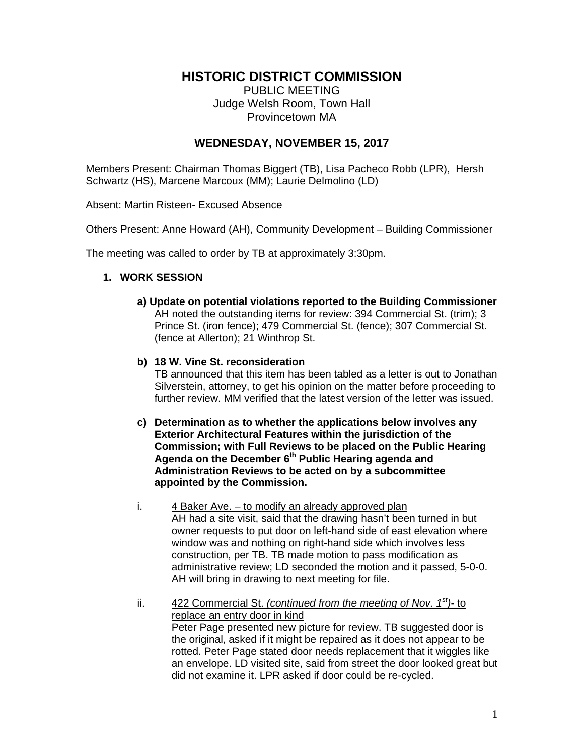# HISTORIC DISTRICT COMMISSION

PUBLIC MEETING
Judge Welsh Room, Town Hall
Provincetown MA

## WEDNESDAY, NOVEMBER 15, 2017

Members Present: Chairman Thomas Biggert (TB), Lisa Pacheco Robb (LPR), Hersh Schwartz (HS), Marcene Marcoux (MM); Laurie Delmolino (LD)

Absent: Martin Risteen- Excused Absence

Others Present: Anne Howard (AH), Community Development – Building Commissioner

The meeting was called to order by TB at approximately 3:30pm.

1. **WORK SESSION**

   **a) Update on potential violations reported to the Building Commissioner**
   AH noted the outstanding items for review: 394 Commercial St. (trim); 3 Prince St. (iron fence); 479 Commercial St. (fence); 307 Commercial St. (fence at Allerton); 21 Winthrop St.

   **b) 18 W. Vine St. reconsideration**
   TB announced that this item has been tabled as a letter is out to Jonathan Silverstein, attorney, to get his opinion on the matter before proceeding to further review. MM verified that the latest version of the letter was issued.

   **c) Determination as to whether the applications below involves any Exterior Architectural Features within the jurisdiction of the Commission; with Full Reviews to be placed on the Public Hearing Agenda on the December 6th Public Hearing agenda and Administration Reviews to be acted on by a subcommittee appointed by the Commission.**

   i. 4 Baker Ave. – to modify an already approved plan
   AH had a site visit, said that the drawing hasn't been turned in but owner requests to put door on left-hand side of east elevation where window was and nothing on right-hand side which involves less construction, per TB. TB made motion to pass modification as administrative review; LD seconded the motion and it passed, 5-0-0. AH will bring in drawing to next meeting for file.

   ii. 422 Commercial St. *(continued from the meeting of Nov. 1st)*- to replace an entry door in kind
   Peter Page presented new picture for review. TB suggested door is the original, asked if it might be repaired as it does not appear to be rotted. Peter Page stated door needs replacement that it wiggles like an envelope. LD visited site, said from street the door looked great but did not examine it. LPR asked if door could be re-cycled.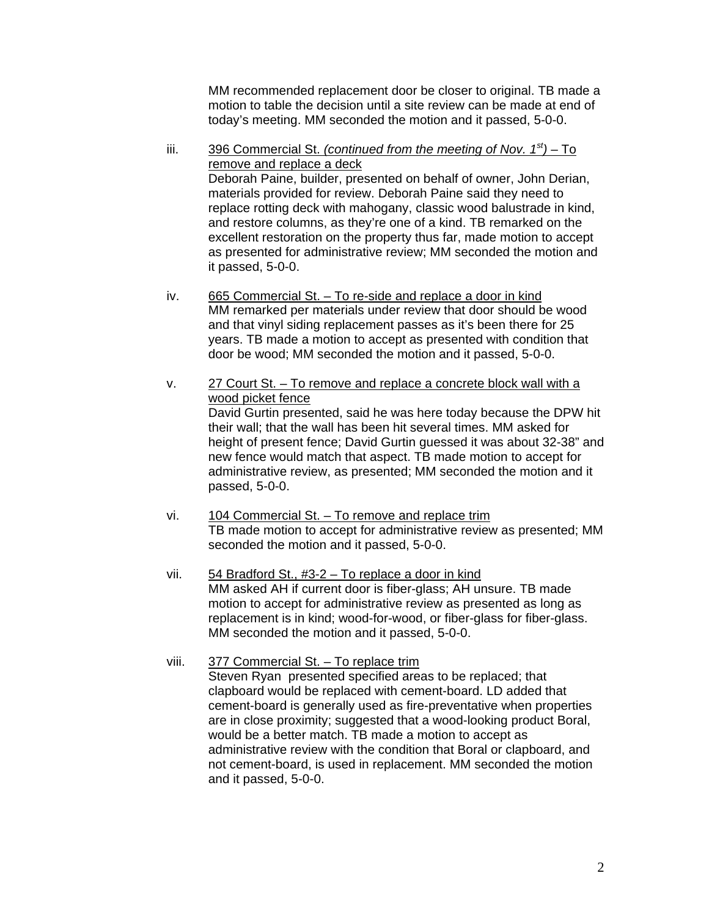MM recommended replacement door be closer to original. TB made a motion to table the decision until a site review can be made at end of today's meeting. MM seconded the motion and it passed, 5-0-0.

iii. <u>396 Commercial St. *(continued from the meeting of Nov. 1st)* – To remove and replace a deck</u>
Deborah Paine, builder, presented on behalf of owner, John Derian, materials provided for review. Deborah Paine said they need to replace rotting deck with mahogany, classic wood balustrade in kind, and restore columns, as they're one of a kind. TB remarked on the excellent restoration on the property thus far, made motion to accept as presented for administrative review; MM seconded the motion and it passed, 5-0-0.

iv. <u>665 Commercial St. – To re-side and replace a door in kind</u>
MM remarked per materials under review that door should be wood and that vinyl siding replacement passes as it's been there for 25 years. TB made a motion to accept as presented with condition that door be wood; MM seconded the motion and it passed, 5-0-0.

v. <u>27 Court St. – To remove and replace a concrete block wall with a wood picket fence</u>
David Gurtin presented, said he was here today because the DPW hit their wall; that the wall has been hit several times. MM asked for height of present fence; David Gurtin guessed it was about 32-38" and new fence would match that aspect. TB made motion to accept for administrative review, as presented; MM seconded the motion and it passed, 5-0-0.

vi. <u>104 Commercial St. – To remove and replace trim</u>
TB made motion to accept for administrative review as presented; MM seconded the motion and it passed, 5-0-0.

vii. <u>54 Bradford St., #3-2 – To replace a door in kind</u>
MM asked AH if current door is fiber-glass; AH unsure. TB made motion to accept for administrative review as presented as long as replacement is in kind; wood-for-wood, or fiber-glass for fiber-glass. MM seconded the motion and it passed, 5-0-0.

viii. <u>377 Commercial St. – To replace trim</u>
Steven Ryan presented specified areas to be replaced; that clapboard would be replaced with cement-board. LD added that cement-board is generally used as fire-preventative when properties are in close proximity; suggested that a wood-looking product Boral, would be a better match. TB made a motion to accept as administrative review with the condition that Boral or clapboard, and not cement-board, is used in replacement. MM seconded the motion and it passed, 5-0-0.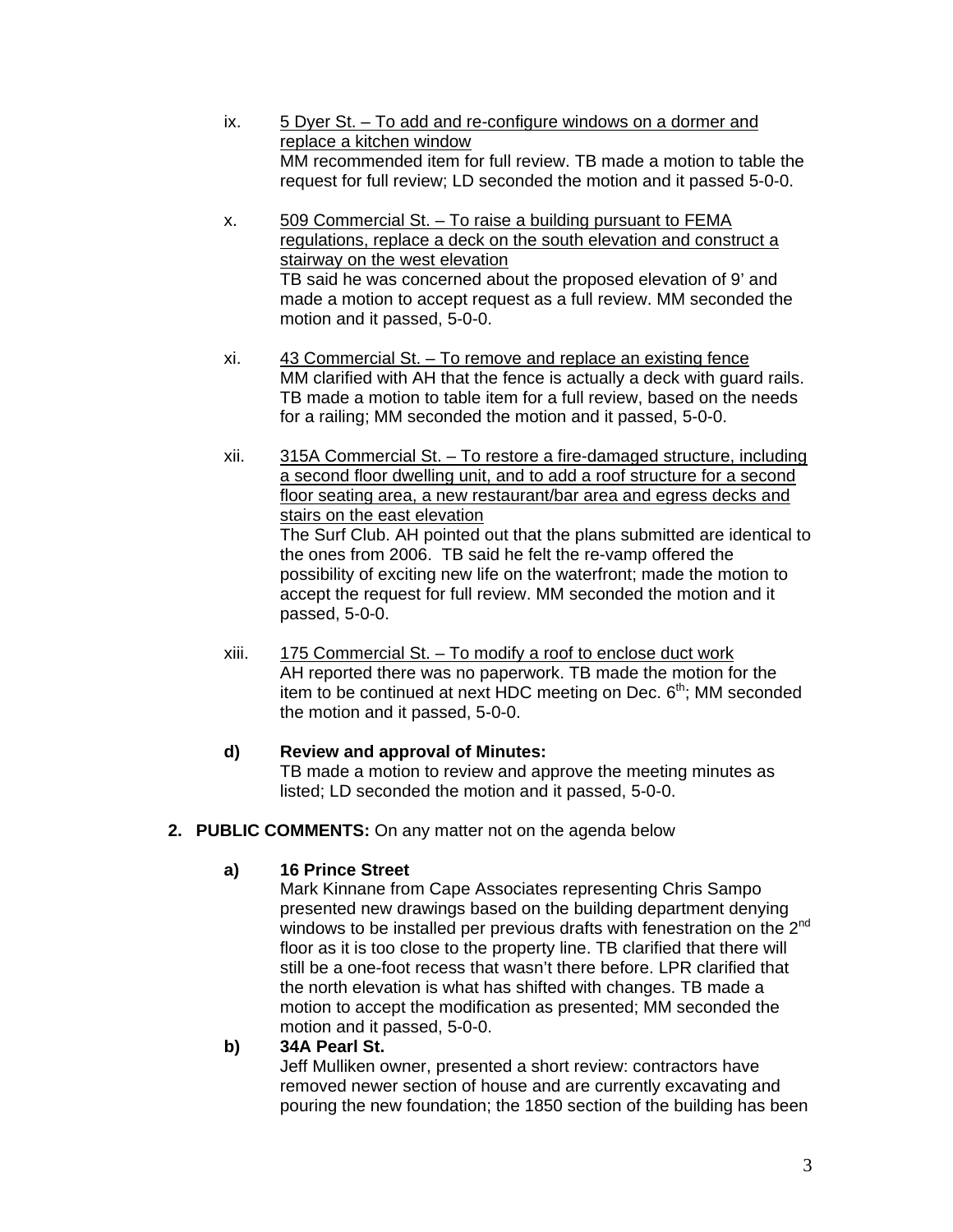ix. <u>5 Dyer St. – To add and re-configure windows on a dormer and replace a kitchen window</u>
MM recommended item for full review. TB made a motion to table the request for full review; LD seconded the motion and it passed 5-0-0.

x. <u>509 Commercial St. – To raise a building pursuant to FEMA regulations, replace a deck on the south elevation and construct a stairway on the west elevation</u>
TB said he was concerned about the proposed elevation of 9' and made a motion to accept request as a full review. MM seconded the motion and it passed, 5-0-0.

xi. <u>43 Commercial St. – To remove and replace an existing fence</u>
MM clarified with AH that the fence is actually a deck with guard rails. TB made a motion to table item for a full review, based on the needs for a railing; MM seconded the motion and it passed, 5-0-0.

xii. <u>315A Commercial St. – To restore a fire-damaged structure, including a second floor dwelling unit, and to add a roof structure for a second floor seating area, a new restaurant/bar area and egress decks and stairs on the east elevation</u>
The Surf Club. AH pointed out that the plans submitted are identical to the ones from 2006. TB said he felt the re-vamp offered the possibility of exciting new life on the waterfront; made the motion to accept the request for full review. MM seconded the motion and it passed, 5-0-0.

xiii. <u>175 Commercial St. – To modify a roof to enclose duct work</u>
AH reported there was no paperwork. TB made the motion for the item to be continued at next HDC meeting on Dec. 6th; MM seconded the motion and it passed, 5-0-0.

**d) Review and approval of Minutes:**
TB made a motion to review and approve the meeting minutes as listed; LD seconded the motion and it passed, 5-0-0.

**2. PUBLIC COMMENTS:** On any matter not on the agenda below

**a) 16 Prince Street**
Mark Kinnane from Cape Associates representing Chris Sampo presented new drawings based on the building department denying windows to be installed per previous drafts with fenestration on the 2nd floor as it is too close to the property line. TB clarified that there will still be a one-foot recess that wasn't there before. LPR clarified that the north elevation is what has shifted with changes. TB made a motion to accept the modification as presented; MM seconded the motion and it passed, 5-0-0.

**b) 34A Pearl St.**
Jeff Mulliken owner, presented a short review: contractors have removed newer section of house and are currently excavating and pouring the new foundation; the 1850 section of the building has been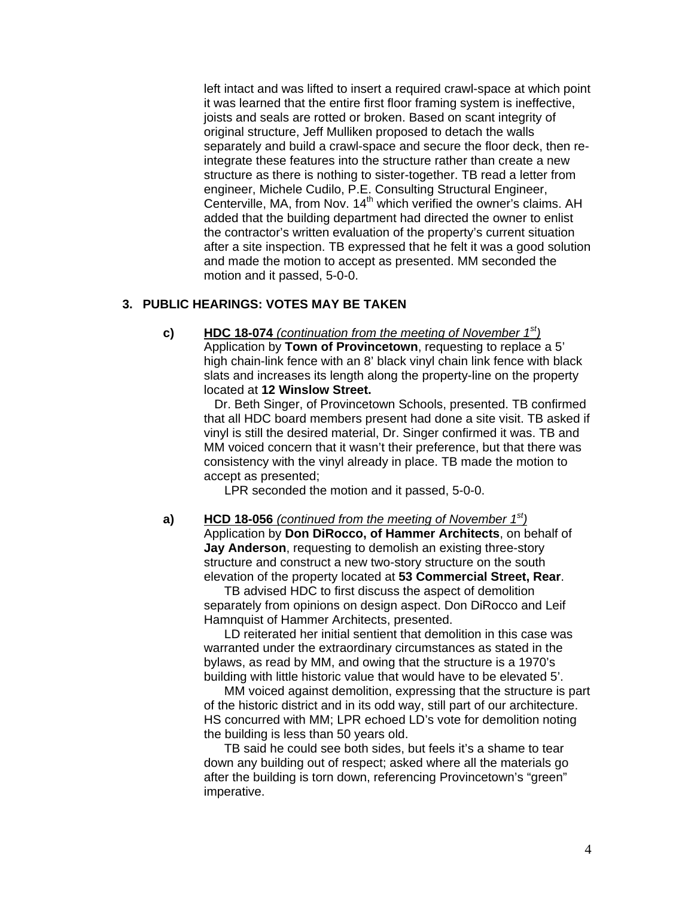left intact and was lifted to insert a required crawl-space at which point it was learned that the entire first floor framing system is ineffective, joists and seals are rotted or broken. Based on scant integrity of original structure, Jeff Mulliken proposed to detach the walls separately and build a crawl-space and secure the floor deck, then re-integrate these features into the structure rather than create a new structure as there is nothing to sister-together. TB read a letter from engineer, Michele Cudilo, P.E. Consulting Structural Engineer, Centerville, MA, from Nov. 14th which verified the owner's claims. AH added that the building department had directed the owner to enlist the contractor's written evaluation of the property's current situation after a site inspection. TB expressed that he felt it was a good solution and made the motion to accept as presented. MM seconded the motion and it passed, 5-0-0.

## 3. PUBLIC HEARINGS: VOTES MAY BE TAKEN

**c)** **HDC 18-074** *(continuation from the meeting of November 1st)*
Application by **Town of Provincetown**, requesting to replace a 5' high chain-link fence with an 8' black vinyl chain link fence with black slats and increases its length along the property-line on the property located at **12 Winslow Street.**

Dr. Beth Singer, of Provincetown Schools, presented. TB confirmed that all HDC board members present had done a site visit. TB asked if vinyl is still the desired material, Dr. Singer confirmed it was. TB and MM voiced concern that it wasn't their preference, but that there was consistency with the vinyl already in place. TB made the motion to accept as presented;

LPR seconded the motion and it passed, 5-0-0.

**a)** **HCD 18-056** *(continued from the meeting of November 1st)*
Application by **Don DiRocco, of Hammer Architects**, on behalf of **Jay Anderson**, requesting to demolish an existing three-story structure and construct a new two-story structure on the south elevation of the property located at **53 Commercial Street, Rear**.

TB advised HDC to first discuss the aspect of demolition separately from opinions on design aspect. Don DiRocco and Leif Hamnquist of Hammer Architects, presented.

LD reiterated her initial sentient that demolition in this case was warranted under the extraordinary circumstances as stated in the bylaws, as read by MM, and owing that the structure is a 1970's building with little historic value that would have to be elevated 5'.

MM voiced against demolition, expressing that the structure is part of the historic district and in its odd way, still part of our architecture. HS concurred with MM; LPR echoed LD's vote for demolition noting the building is less than 50 years old.

TB said he could see both sides, but feels it's a shame to tear down any building out of respect; asked where all the materials go after the building is torn down, referencing Provincetown's "green" imperative.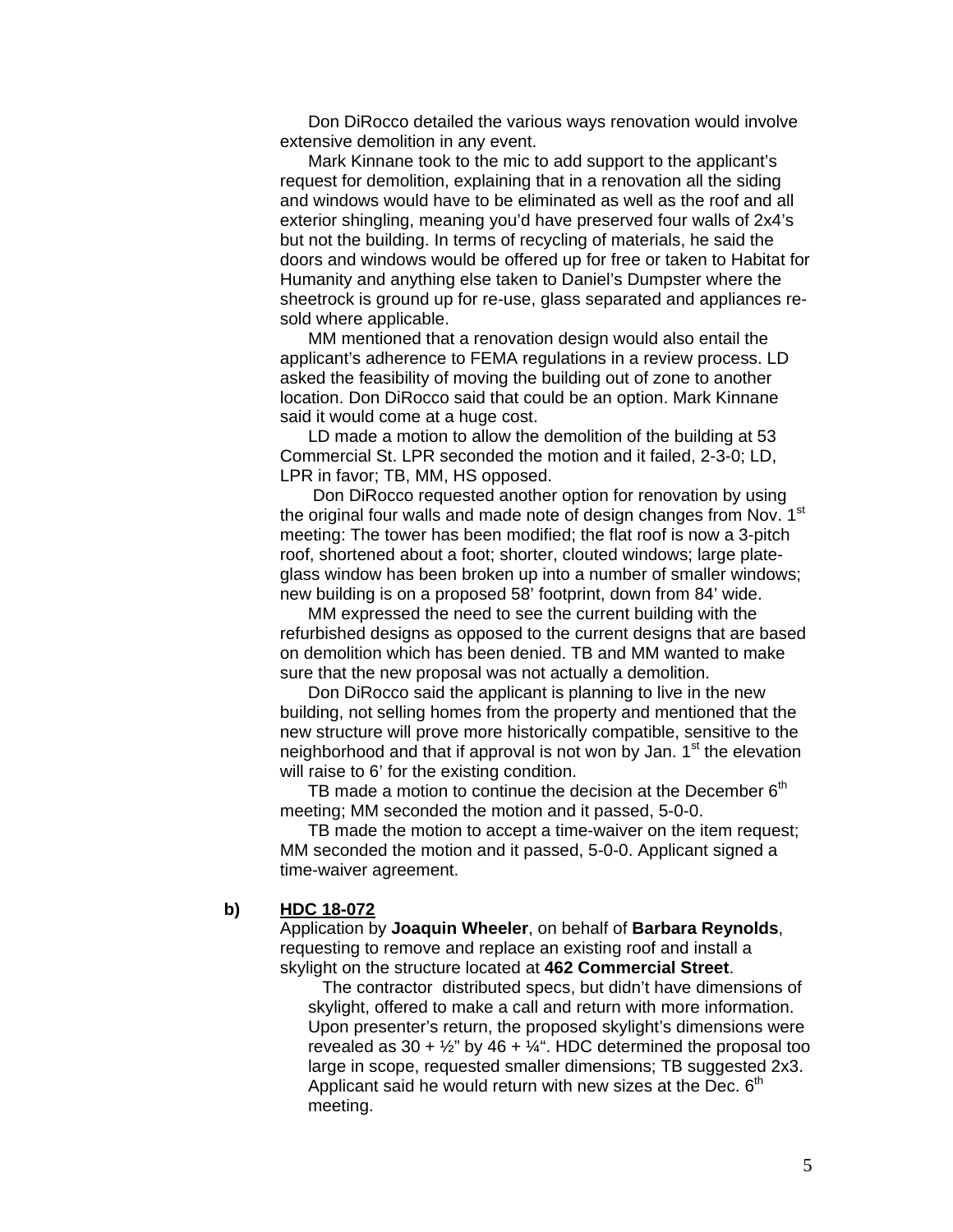Don DiRocco detailed the various ways renovation would involve extensive demolition in any event.

Mark Kinnane took to the mic to add support to the applicant's request for demolition, explaining that in a renovation all the siding and windows would have to be eliminated as well as the roof and all exterior shingling, meaning you'd have preserved four walls of 2x4's but not the building. In terms of recycling of materials, he said the doors and windows would be offered up for free or taken to Habitat for Humanity and anything else taken to Daniel's Dumpster where the sheetrock is ground up for re-use, glass separated and appliances re-sold where applicable.

MM mentioned that a renovation design would also entail the applicant's adherence to FEMA regulations in a review process. LD asked the feasibility of moving the building out of zone to another location. Don DiRocco said that could be an option. Mark Kinnane said it would come at a huge cost.

LD made a motion to allow the demolition of the building at 53 Commercial St. LPR seconded the motion and it failed, 2-3-0; LD, LPR in favor; TB, MM, HS opposed.

Don DiRocco requested another option for renovation by using the original four walls and made note of design changes from Nov. 1st meeting: The tower has been modified; the flat roof is now a 3-pitch roof, shortened about a foot; shorter, clouted windows; large plate-glass window has been broken up into a number of smaller windows; new building is on a proposed 58' footprint, down from 84' wide.

MM expressed the need to see the current building with the refurbished designs as opposed to the current designs that are based on demolition which has been denied. TB and MM wanted to make sure that the new proposal was not actually a demolition.

Don DiRocco said the applicant is planning to live in the new building, not selling homes from the property and mentioned that the new structure will prove more historically compatible, sensitive to the neighborhood and that if approval is not won by Jan. 1st the elevation will raise to 6' for the existing condition.

TB made a motion to continue the decision at the December 6th meeting; MM seconded the motion and it passed, 5-0-0.

TB made the motion to accept a time-waiver on the item request; MM seconded the motion and it passed, 5-0-0. Applicant signed a time-waiver agreement.

**b)** **HDC 18-072**

Application by **Joaquin Wheeler**, on behalf of **Barbara Reynolds**, requesting to remove and replace an existing roof and install a skylight on the structure located at **462 Commercial Street**.

The contractor distributed specs, but didn't have dimensions of skylight, offered to make a call and return with more information. Upon presenter's return, the proposed skylight's dimensions were revealed as 30 + ½" by 46 + ¼". HDC determined the proposal too large in scope, requested smaller dimensions; TB suggested 2x3. Applicant said he would return with new sizes at the Dec. 6th meeting.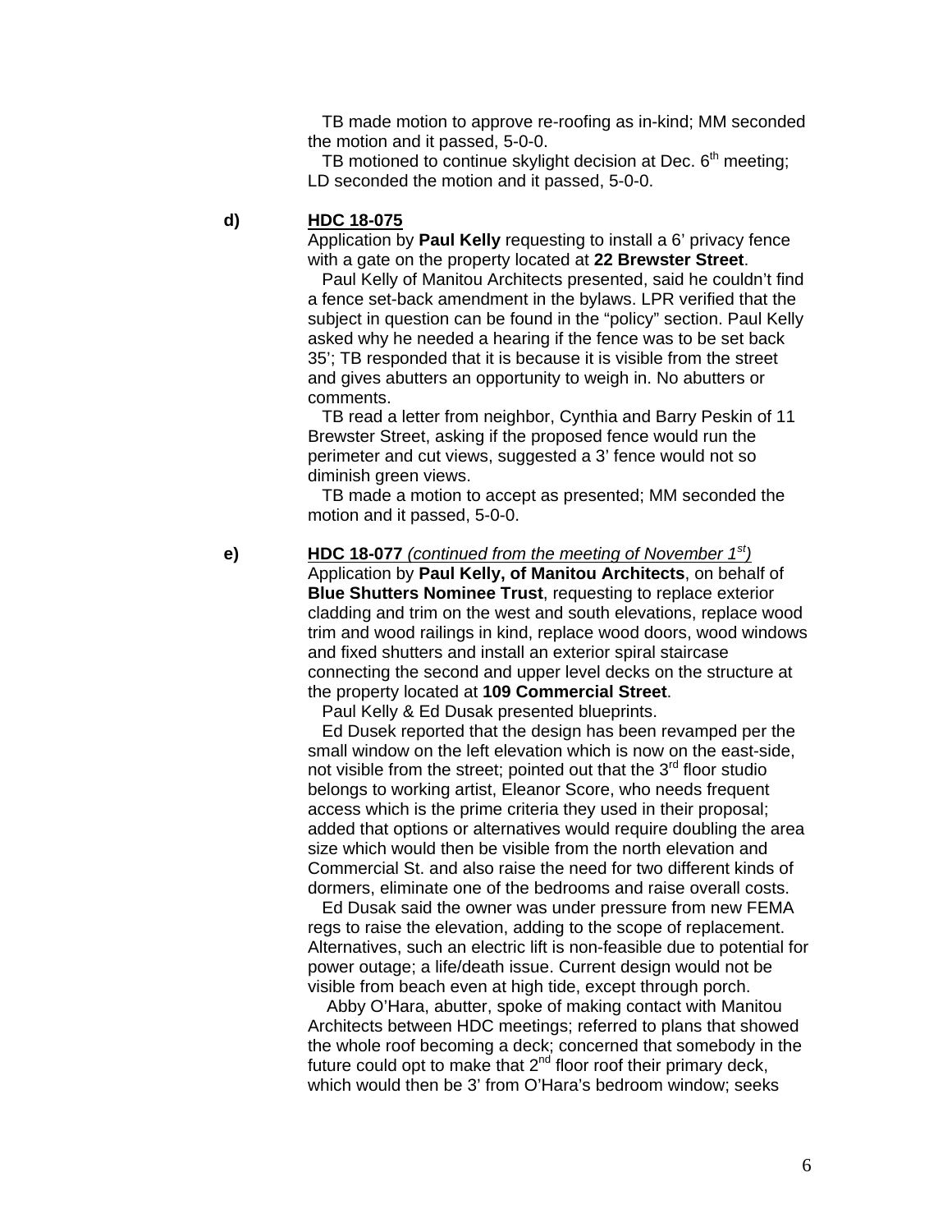TB made motion to approve re-roofing as in-kind; MM seconded the motion and it passed, 5-0-0.

TB motioned to continue skylight decision at Dec. 6th meeting; LD seconded the motion and it passed, 5-0-0.

**d)** **HDC 18-075**

Application by **Paul Kelly** requesting to install a 6' privacy fence with a gate on the property located at **22 Brewster Street**.

Paul Kelly of Manitou Architects presented, said he couldn't find a fence set-back amendment in the bylaws. LPR verified that the subject in question can be found in the "policy" section. Paul Kelly asked why he needed a hearing if the fence was to be set back 35'; TB responded that it is because it is visible from the street and gives abutters an opportunity to weigh in. No abutters or comments.

TB read a letter from neighbor, Cynthia and Barry Peskin of 11 Brewster Street, asking if the proposed fence would run the perimeter and cut views, suggested a 3' fence would not so diminish green views.

TB made a motion to accept as presented; MM seconded the motion and it passed, 5-0-0.

**e)** **HDC 18-077** *(continued from the meeting of November 1st)*

Application by **Paul Kelly, of Manitou Architects**, on behalf of **Blue Shutters Nominee Trust**, requesting to replace exterior cladding and trim on the west and south elevations, replace wood trim and wood railings in kind, replace wood doors, wood windows and fixed shutters and install an exterior spiral staircase connecting the second and upper level decks on the structure at the property located at **109 Commercial Street**.

Paul Kelly & Ed Dusak presented blueprints.

Ed Dusek reported that the design has been revamped per the small window on the left elevation which is now on the east-side, not visible from the street; pointed out that the 3rd floor studio belongs to working artist, Eleanor Score, who needs frequent access which is the prime criteria they used in their proposal; added that options or alternatives would require doubling the area size which would then be visible from the north elevation and Commercial St. and also raise the need for two different kinds of dormers, eliminate one of the bedrooms and raise overall costs.

Ed Dusak said the owner was under pressure from new FEMA regs to raise the elevation, adding to the scope of replacement. Alternatives, such an electric lift is non-feasible due to potential for power outage; a life/death issue. Current design would not be visible from beach even at high tide, except through porch.

Abby O'Hara, abutter, spoke of making contact with Manitou Architects between HDC meetings; referred to plans that showed the whole roof becoming a deck; concerned that somebody in the future could opt to make that 2nd floor roof their primary deck, which would then be 3' from O'Hara's bedroom window; seeks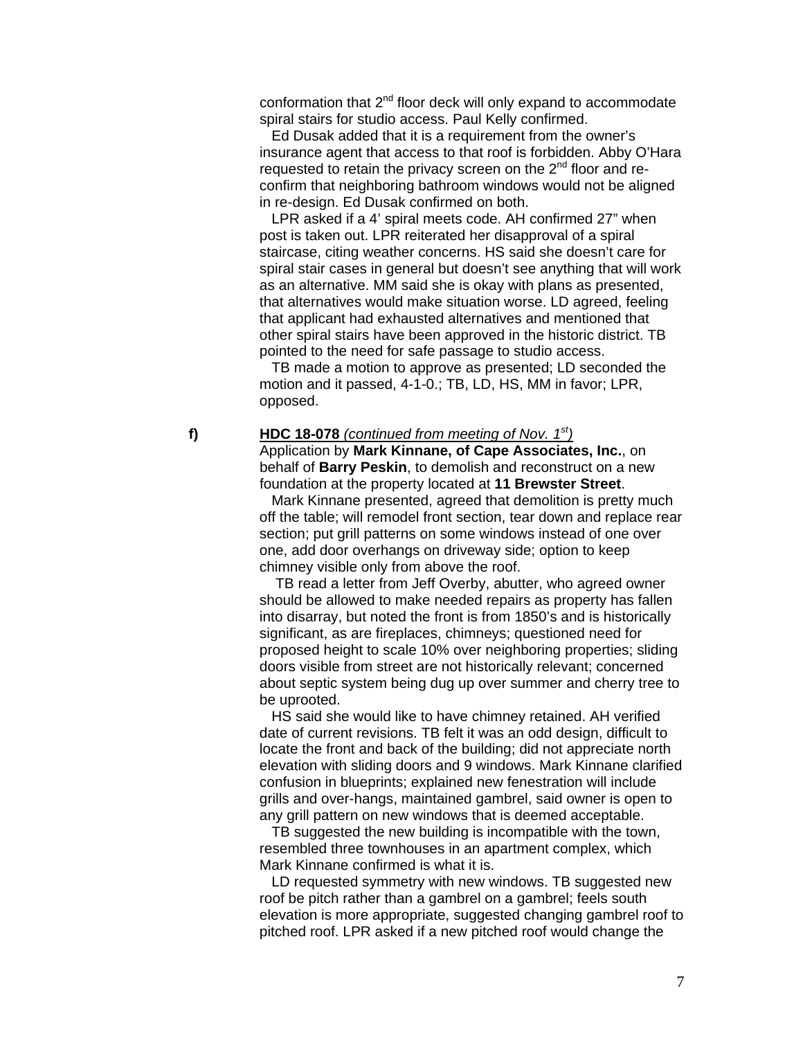conformation that 2nd floor deck will only expand to accommodate spiral stairs for studio access. Paul Kelly confirmed.

Ed Dusak added that it is a requirement from the owner's insurance agent that access to that roof is forbidden. Abby O'Hara requested to retain the privacy screen on the 2nd floor and re-confirm that neighboring bathroom windows would not be aligned in re-design. Ed Dusak confirmed on both.

LPR asked if a 4' spiral meets code. AH confirmed 27" when post is taken out. LPR reiterated her disapproval of a spiral staircase, citing weather concerns. HS said she doesn't care for spiral stair cases in general but doesn't see anything that will work as an alternative. MM said she is okay with plans as presented, that alternatives would make situation worse. LD agreed, feeling that applicant had exhausted alternatives and mentioned that other spiral stairs have been approved in the historic district. TB pointed to the need for safe passage to studio access.

TB made a motion to approve as presented; LD seconded the motion and it passed, 4-1-0.; TB, LD, HS, MM in favor; LPR, opposed.

**f)** **HDC 18-078** *(continued from meeting of Nov. 1st)*

Application by **Mark Kinnane, of Cape Associates, Inc.**, on behalf of **Barry Peskin**, to demolish and reconstruct on a new foundation at the property located at **11 Brewster Street**.

Mark Kinnane presented, agreed that demolition is pretty much off the table; will remodel front section, tear down and replace rear section; put grill patterns on some windows instead of one over one, add door overhangs on driveway side; option to keep chimney visible only from above the roof.

TB read a letter from Jeff Overby, abutter, who agreed owner should be allowed to make needed repairs as property has fallen into disarray, but noted the front is from 1850's and is historically significant, as are fireplaces, chimneys; questioned need for proposed height to scale 10% over neighboring properties; sliding doors visible from street are not historically relevant; concerned about septic system being dug up over summer and cherry tree to be uprooted.

HS said she would like to have chimney retained. AH verified date of current revisions. TB felt it was an odd design, difficult to locate the front and back of the building; did not appreciate north elevation with sliding doors and 9 windows. Mark Kinnane clarified confusion in blueprints; explained new fenestration will include grills and over-hangs, maintained gambrel, said owner is open to any grill pattern on new windows that is deemed acceptable.

TB suggested the new building is incompatible with the town, resembled three townhouses in an apartment complex, which Mark Kinnane confirmed is what it is.

LD requested symmetry with new windows. TB suggested new roof be pitch rather than a gambrel on a gambrel; feels south elevation is more appropriate, suggested changing gambrel roof to pitched roof. LPR asked if a new pitched roof would change the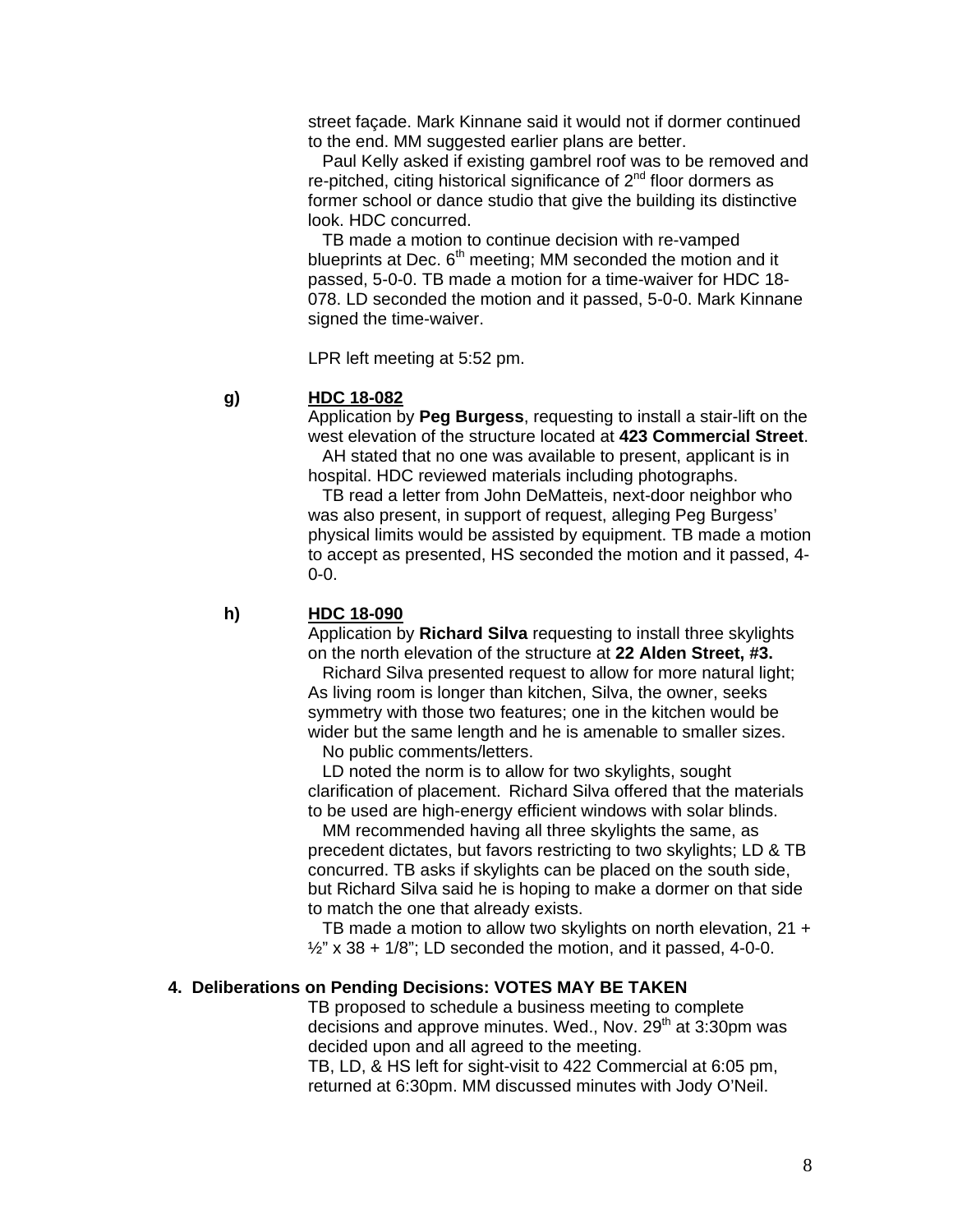street façade. Mark Kinnane said it would not if dormer continued to the end. MM suggested earlier plans are better.

Paul Kelly asked if existing gambrel roof was to be removed and re-pitched, citing historical significance of 2nd floor dormers as former school or dance studio that give the building its distinctive look. HDC concurred.

TB made a motion to continue decision with re-vamped blueprints at Dec. 6th meeting; MM seconded the motion and it passed, 5-0-0. TB made a motion for a time-waiver for HDC 18-078. LD seconded the motion and it passed, 5-0-0. Mark Kinnane signed the time-waiver.

LPR left meeting at 5:52 pm.

**g)** **HDC 18-082**

Application by **Peg Burgess**, requesting to install a stair-lift on the west elevation of the structure located at **423 Commercial Street**.

AH stated that no one was available to present, applicant is in hospital. HDC reviewed materials including photographs.

TB read a letter from John DeMatteis, next-door neighbor who was also present, in support of request, alleging Peg Burgess' physical limits would be assisted by equipment. TB made a motion to accept as presented, HS seconded the motion and it passed, 4-0-0.

**h)** **HDC 18-090**

Application by **Richard Silva** requesting to install three skylights on the north elevation of the structure at **22 Alden Street, #3.**

Richard Silva presented request to allow for more natural light; As living room is longer than kitchen, Silva, the owner, seeks symmetry with those two features; one in the kitchen would be wider but the same length and he is amenable to smaller sizes.

No public comments/letters.

LD noted the norm is to allow for two skylights, sought clarification of placement. Richard Silva offered that the materials to be used are high-energy efficient windows with solar blinds.

MM recommended having all three skylights the same, as precedent dictates, but favors restricting to two skylights; LD & TB concurred. TB asks if skylights can be placed on the south side, but Richard Silva said he is hoping to make a dormer on that side to match the one that already exists.

TB made a motion to allow two skylights on north elevation, 21 + ½" x 38 + 1/8"; LD seconded the motion, and it passed, 4-0-0.

**4. Deliberations on Pending Decisions: VOTES MAY BE TAKEN**

TB proposed to schedule a business meeting to complete decisions and approve minutes. Wed., Nov. 29th at 3:30pm was decided upon and all agreed to the meeting.

TB, LD, & HS left for sight-visit to 422 Commercial at 6:05 pm, returned at 6:30pm. MM discussed minutes with Jody O'Neil.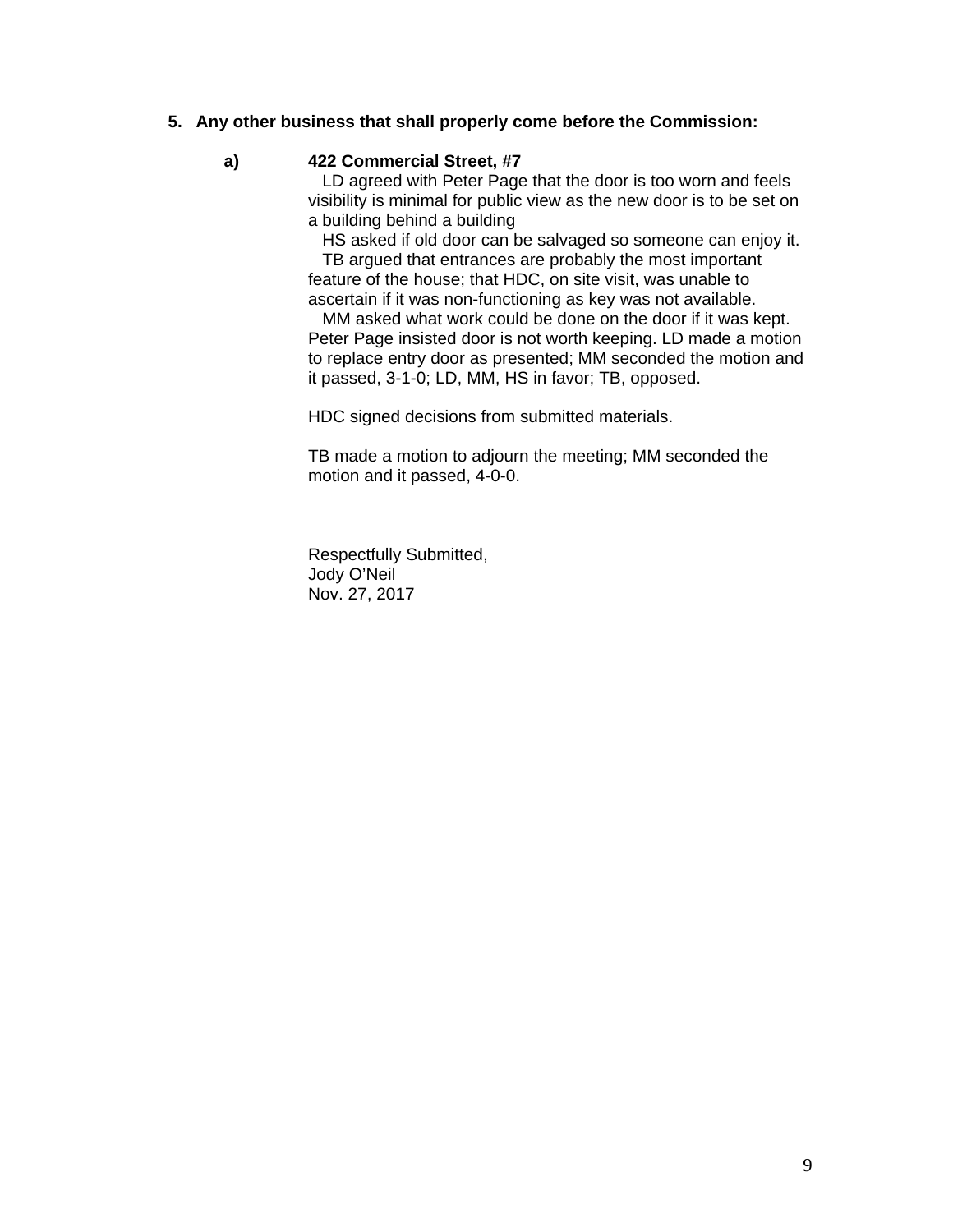**5. Any other business that shall properly come before the Commission:**

**a) 422 Commercial Street, #7**

LD agreed with Peter Page that the door is too worn and feels visibility is minimal for public view as the new door is to be set on a building behind a building

HS asked if old door can be salvaged so someone can enjoy it.

TB argued that entrances are probably the most important feature of the house; that HDC, on site visit, was unable to ascertain if it was non-functioning as key was not available.

MM asked what work could be done on the door if it was kept. Peter Page insisted door is not worth keeping. LD made a motion to replace entry door as presented; MM seconded the motion and it passed, 3-1-0; LD, MM, HS in favor; TB, opposed.

HDC signed decisions from submitted materials.

TB made a motion to adjourn the meeting; MM seconded the motion and it passed, 4-0-0.

Respectfully Submitted,
Jody O'Neil
Nov. 27, 2017